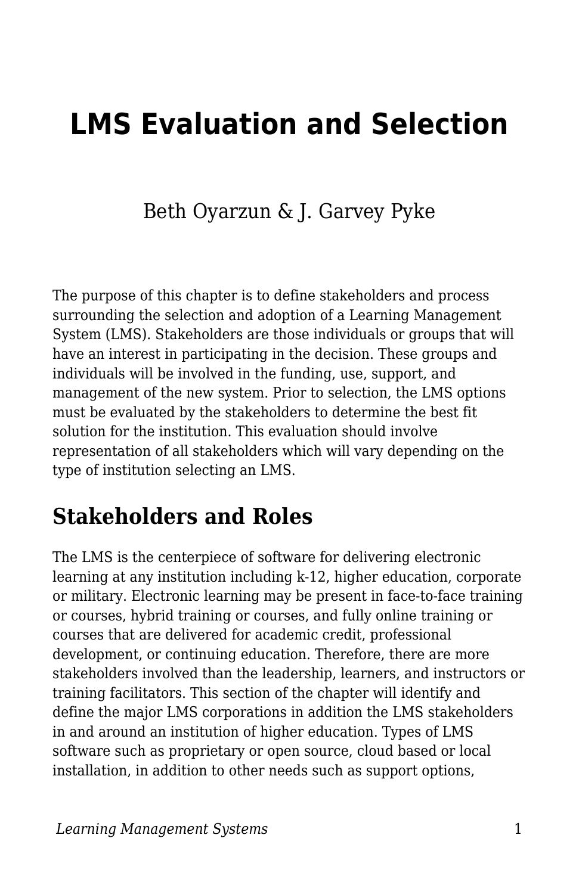# LMS Evaluation and Selection

Beth Oyarzun & J. Garvey Pyke

The purpose of this chapter is to define stakeholders and process surrounding the selection and adoption of a Learning Management System (LMS). Stakeholders are those individuals or groups that will have an interest in participating in the decision. These groups and individuals will be involved in the funding, use, support, and management of the new system. Prior to selection, the LMS options must be evaluated by the stakeholders to determine the best fit solution for the institution. This evaluation should involve representation of all stakeholders which will vary depending on the type of institution selecting an LMS.

## Stakeholders and Roles

The LMS is the centerpiece of software for delivering electronic learning at any institution including k-12, higher education, corporate or military. Electronic learning may be present in face-to-face training or courses, hybrid training or courses, and fully online training or courses that are delivered for academic credit, professional development, or continuing education. Therefore, there are more stakeholders involved than the leadership, learners, and instructors or training facilitators. This section of the chapter will identify and define the major LMS corporations in addition the LMS stakeholders in and around an institution of higher education. Types of LMS software such as proprietary or open source, cloud based or local installation, in addition to other needs such as support options,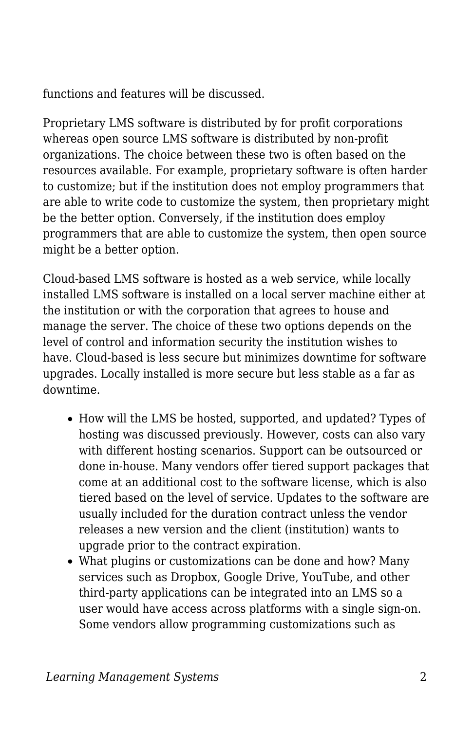functions and features will be discussed.

Proprietary LMS software is distributed by for profit corporations whereas open source LMS software is distributed by non-profit organizations. The choice between these two is often based on the resources available. For example, proprietary software is often harder to customize; but if the institution does not employ programmers that are able to write code to customize the system, then proprietary might be the better option. Conversely, if the institution does employ programmers that are able to customize the system, then open source might be a better option.

Cloud-based LMS software is hosted as a web service, while locally installed LMS software is installed on a local server machine either at the institution or with the corporation that agrees to house and manage the server. The choice of these two options depends on the level of control and information security the institution wishes to have. Cloud-based is less secure but minimizes downtime for software upgrades. Locally installed is more secure but less stable as a far as downtime.

- How will the LMS be hosted, supported, and updated? Types of hosting was discussed previously. However, costs can also vary with different hosting scenarios. Support can be outsourced or done in-house. Many vendors offer tiered support packages that come at an additional cost to the software license, which is also tiered based on the level of service. Updates to the software are usually included for the duration contract unless the vendor releases a new version and the client (institution) wants to upgrade prior to the contract expiration.
- What plugins or customizations can be done and how? Many services such as Dropbox, Google Drive, YouTube, and other third-party applications can be integrated into an LMS so a user would have access across platforms with a single sign-on. Some vendors allow programming customizations such as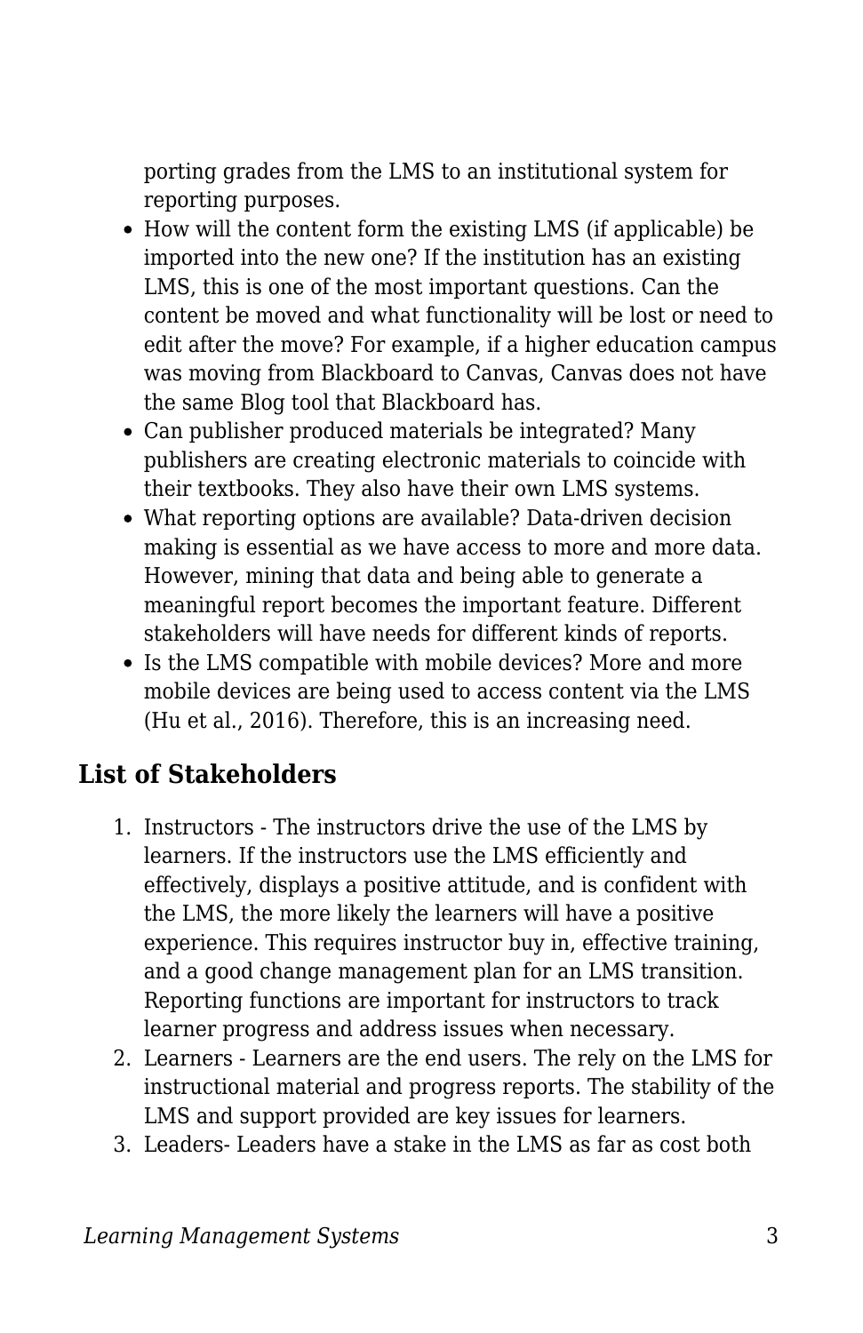porting grades from the LMS to an institutional system for reporting purposes.

- How will the content form the existing LMS (if applicable) be imported into the new one? If the institution has an existing LMS, this is one of the most important questions. Can the content be moved and what functionality will be lost or need to edit after the move? For example, if a higher education campus was moving from Blackboard to Canvas, Canvas does not have the same Blog tool that Blackboard has.
- Can publisher produced materials be integrated? Many publishers are creating electronic materials to coincide with their textbooks. They also have their own LMS systems.
- What reporting options are available? Data-driven decision making is essential as we have access to more and more data. However, mining that data and being able to generate a meaningful report becomes the important feature. Different stakeholders will have needs for different kinds of reports.
- Is the LMS compatible with mobile devices? More and more mobile devices are being used to access content via the LMS (Hu et al., 2016). Therefore, this is an increasing need.

## List of Stakeholders

1. Instructors - The instructors drive the use of the LMS by learners. If the instructors use the LMS efficiently and effectively, displays a positive attitude, and is confident with the LMS, the more likely the learners will have a positive experience. This requires instructor buy in, effective training, and a good change management plan for an LMS transition. Reporting functions are important for instructors to track learner progress and address issues when necessary.
2. Learners - Learners are the end users. The rely on the LMS for instructional material and progress reports. The stability of the LMS and support provided are key issues for learners.
3. Leaders- Leaders have a stake in the LMS as far as cost both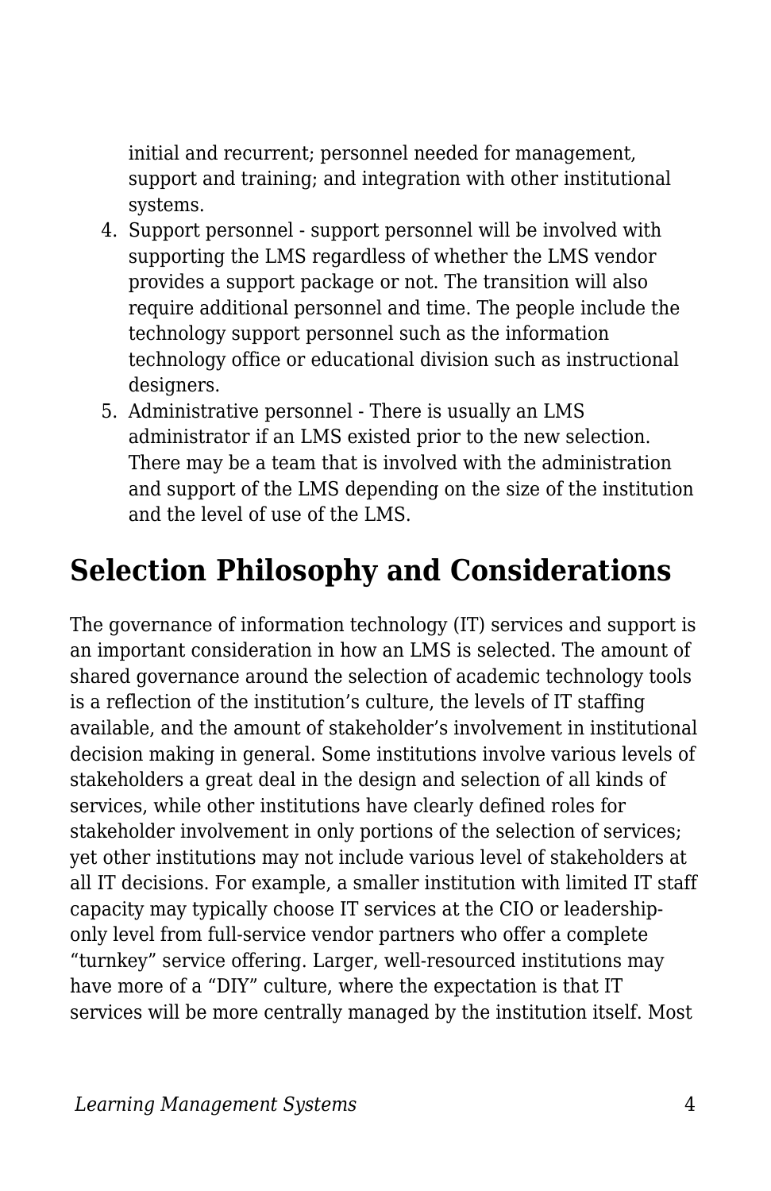initial and recurrent; personnel needed for management, support and training; and integration with other institutional systems.

4. Support personnel - support personnel will be involved with supporting the LMS regardless of whether the LMS vendor provides a support package or not. The transition will also require additional personnel and time. The people include the technology support personnel such as the information technology office or educational division such as instructional designers.
5. Administrative personnel - There is usually an LMS administrator if an LMS existed prior to the new selection. There may be a team that is involved with the administration and support of the LMS depending on the size of the institution and the level of use of the LMS.

## Selection Philosophy and Considerations

The governance of information technology (IT) services and support is an important consideration in how an LMS is selected. The amount of shared governance around the selection of academic technology tools is a reflection of the institution's culture, the levels of IT staffing available, and the amount of stakeholder's involvement in institutional decision making in general. Some institutions involve various levels of stakeholders a great deal in the design and selection of all kinds of services, while other institutions have clearly defined roles for stakeholder involvement in only portions of the selection of services; yet other institutions may not include various level of stakeholders at all IT decisions. For example, a smaller institution with limited IT staff capacity may typically choose IT services at the CIO or leadership-only level from full-service vendor partners who offer a complete "turnkey" service offering. Larger, well-resourced institutions may have more of a "DIY" culture, where the expectation is that IT services will be more centrally managed by the institution itself. Most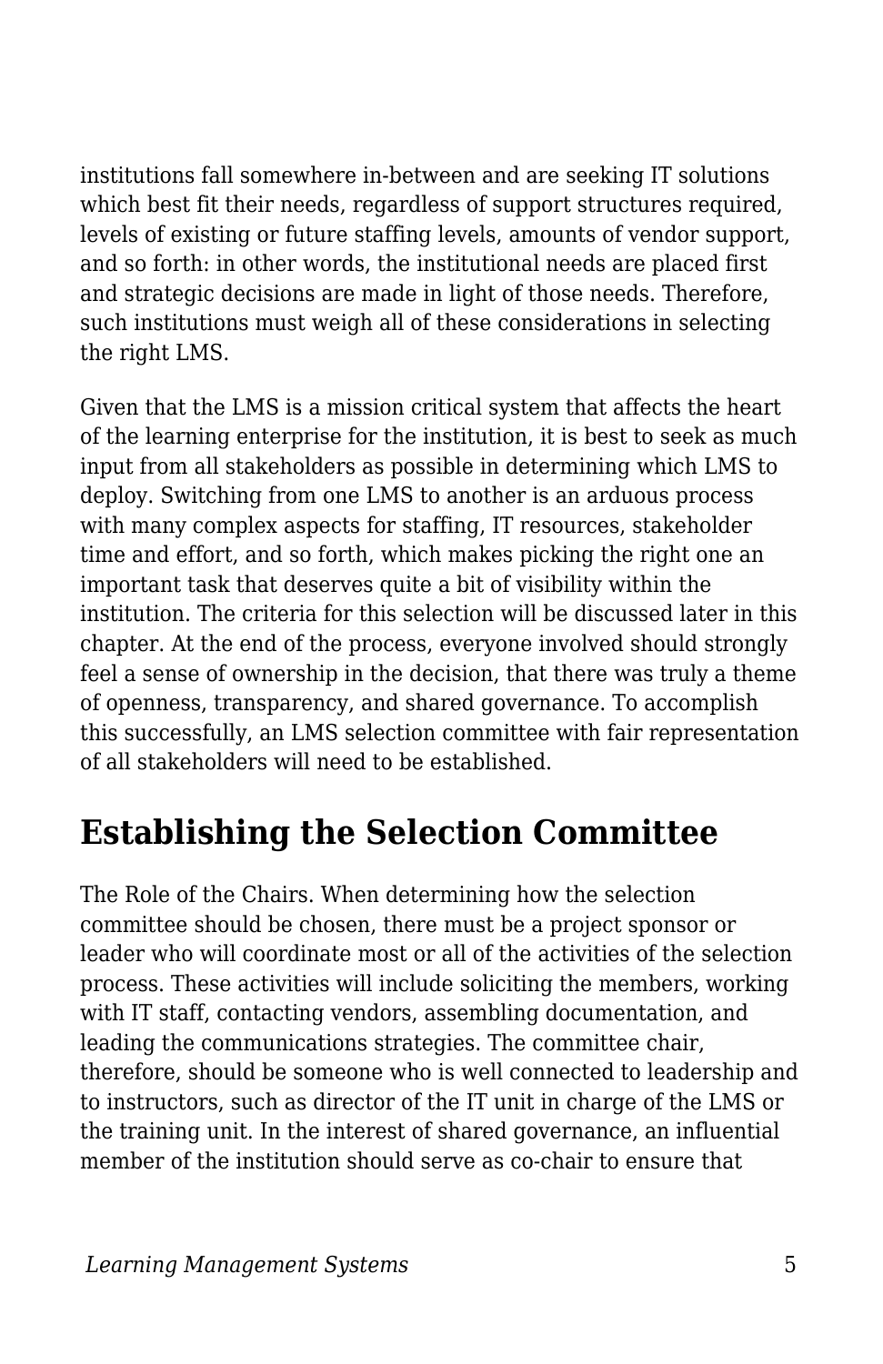institutions fall somewhere in-between and are seeking IT solutions which best fit their needs, regardless of support structures required, levels of existing or future staffing levels, amounts of vendor support, and so forth: in other words, the institutional needs are placed first and strategic decisions are made in light of those needs. Therefore, such institutions must weigh all of these considerations in selecting the right LMS.

Given that the LMS is a mission critical system that affects the heart of the learning enterprise for the institution, it is best to seek as much input from all stakeholders as possible in determining which LMS to deploy. Switching from one LMS to another is an arduous process with many complex aspects for staffing, IT resources, stakeholder time and effort, and so forth, which makes picking the right one an important task that deserves quite a bit of visibility within the institution. The criteria for this selection will be discussed later in this chapter. At the end of the process, everyone involved should strongly feel a sense of ownership in the decision, that there was truly a theme of openness, transparency, and shared governance. To accomplish this successfully, an LMS selection committee with fair representation of all stakeholders will need to be established.

## Establishing the Selection Committee

The Role of the Chairs. When determining how the selection committee should be chosen, there must be a project sponsor or leader who will coordinate most or all of the activities of the selection process. These activities will include soliciting the members, working with IT staff, contacting vendors, assembling documentation, and leading the communications strategies. The committee chair, therefore, should be someone who is well connected to leadership and to instructors, such as director of the IT unit in charge of the LMS or the training unit. In the interest of shared governance, an influential member of the institution should serve as co-chair to ensure that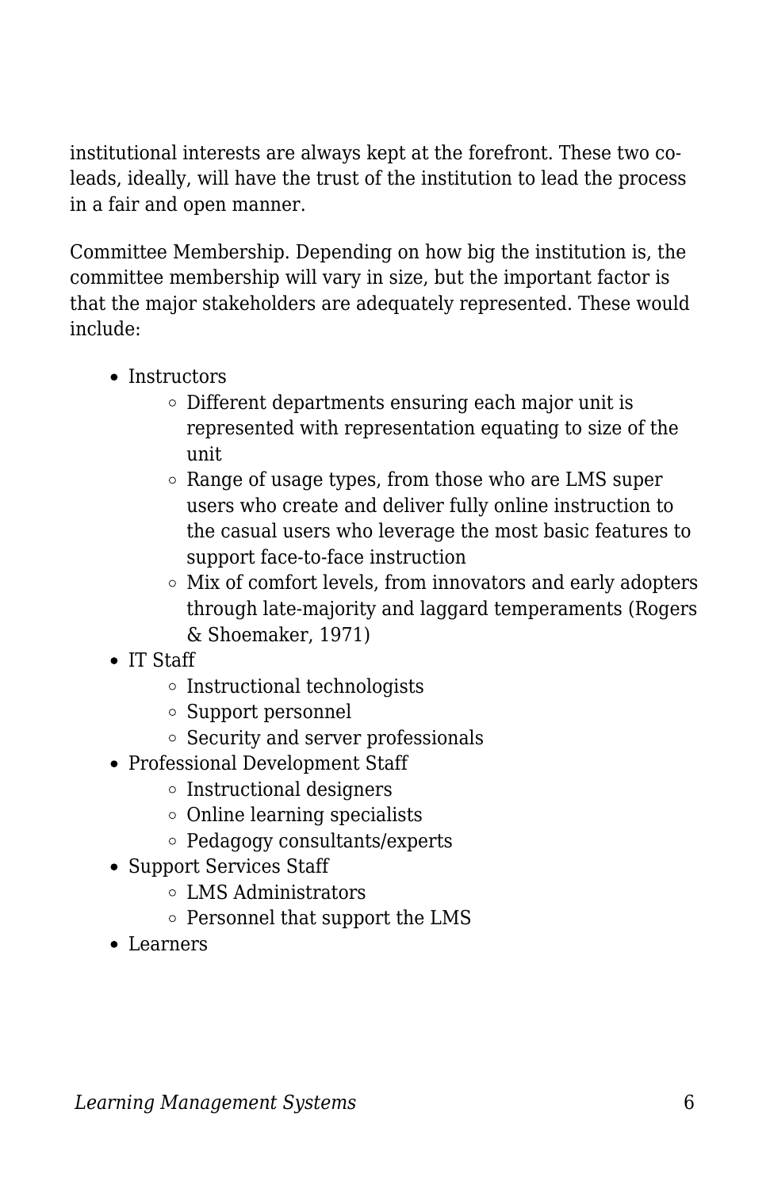institutional interests are always kept at the forefront. These two co-leads, ideally, will have the trust of the institution to lead the process in a fair and open manner.

Committee Membership. Depending on how big the institution is, the committee membership will vary in size, but the important factor is that the major stakeholders are adequately represented. These would include:

- Instructors
  - Different departments ensuring each major unit is represented with representation equating to size of the unit
  - Range of usage types, from those who are LMS super users who create and deliver fully online instruction to the casual users who leverage the most basic features to support face-to-face instruction
  - Mix of comfort levels, from innovators and early adopters through late-majority and laggard temperaments (Rogers & Shoemaker, 1971)
- IT Staff
  - Instructional technologists
  - Support personnel
  - Security and server professionals
- Professional Development Staff
  - Instructional designers
  - Online learning specialists
  - Pedagogy consultants/experts
- Support Services Staff
  - LMS Administrators
  - Personnel that support the LMS
- Learners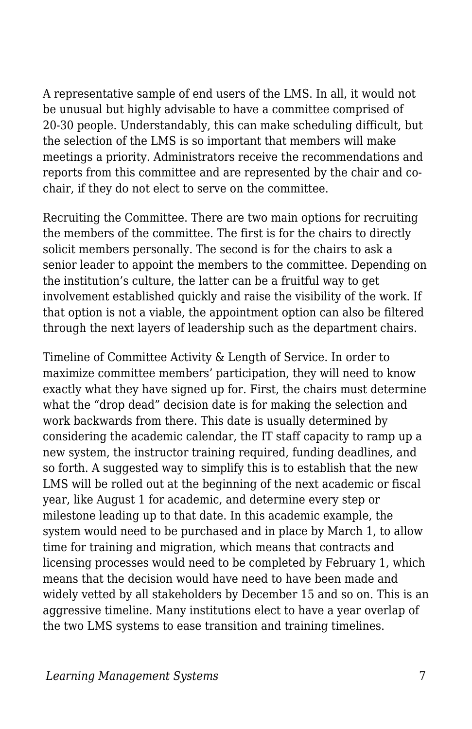A representative sample of end users of the LMS. In all, it would not be unusual but highly advisable to have a committee comprised of 20-30 people. Understandably, this can make scheduling difficult, but the selection of the LMS is so important that members will make meetings a priority. Administrators receive the recommendations and reports from this committee and are represented by the chair and co-chair, if they do not elect to serve on the committee.

Recruiting the Committee. There are two main options for recruiting the members of the committee. The first is for the chairs to directly solicit members personally. The second is for the chairs to ask a senior leader to appoint the members to the committee. Depending on the institution's culture, the latter can be a fruitful way to get involvement established quickly and raise the visibility of the work. If that option is not a viable, the appointment option can also be filtered through the next layers of leadership such as the department chairs.

Timeline of Committee Activity & Length of Service. In order to maximize committee members' participation, they will need to know exactly what they have signed up for. First, the chairs must determine what the "drop dead" decision date is for making the selection and work backwards from there. This date is usually determined by considering the academic calendar, the IT staff capacity to ramp up a new system, the instructor training required, funding deadlines, and so forth. A suggested way to simplify this is to establish that the new LMS will be rolled out at the beginning of the next academic or fiscal year, like August 1 for academic, and determine every step or milestone leading up to that date. In this academic example, the system would need to be purchased and in place by March 1, to allow time for training and migration, which means that contracts and licensing processes would need to be completed by February 1, which means that the decision would have need to have been made and widely vetted by all stakeholders by December 15 and so on. This is an aggressive timeline. Many institutions elect to have a year overlap of the two LMS systems to ease transition and training timelines.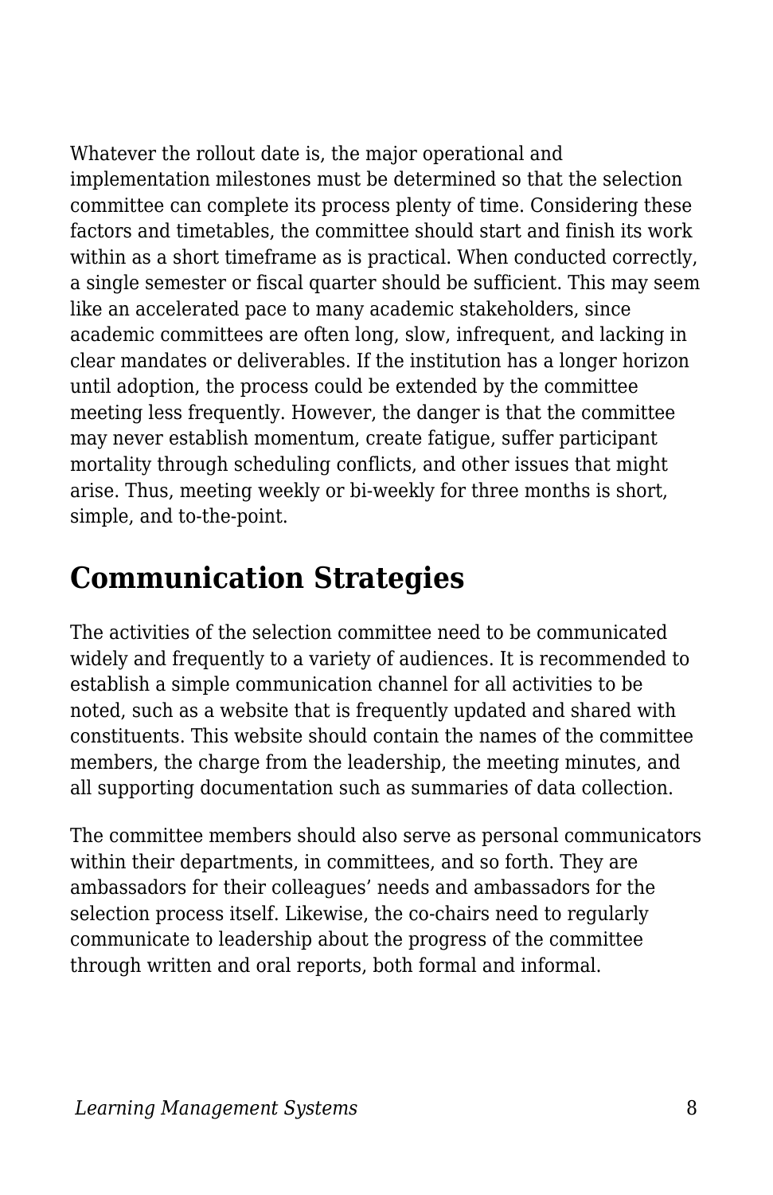Whatever the rollout date is, the major operational and implementation milestones must be determined so that the selection committee can complete its process plenty of time. Considering these factors and timetables, the committee should start and finish its work within as a short timeframe as is practical. When conducted correctly, a single semester or fiscal quarter should be sufficient. This may seem like an accelerated pace to many academic stakeholders, since academic committees are often long, slow, infrequent, and lacking in clear mandates or deliverables. If the institution has a longer horizon until adoption, the process could be extended by the committee meeting less frequently. However, the danger is that the committee may never establish momentum, create fatigue, suffer participant mortality through scheduling conflicts, and other issues that might arise. Thus, meeting weekly or bi-weekly for three months is short, simple, and to-the-point.

## Communication Strategies

The activities of the selection committee need to be communicated widely and frequently to a variety of audiences. It is recommended to establish a simple communication channel for all activities to be noted, such as a website that is frequently updated and shared with constituents. This website should contain the names of the committee members, the charge from the leadership, the meeting minutes, and all supporting documentation such as summaries of data collection.

The committee members should also serve as personal communicators within their departments, in committees, and so forth. They are ambassadors for their colleagues' needs and ambassadors for the selection process itself. Likewise, the co-chairs need to regularly communicate to leadership about the progress of the committee through written and oral reports, both formal and informal.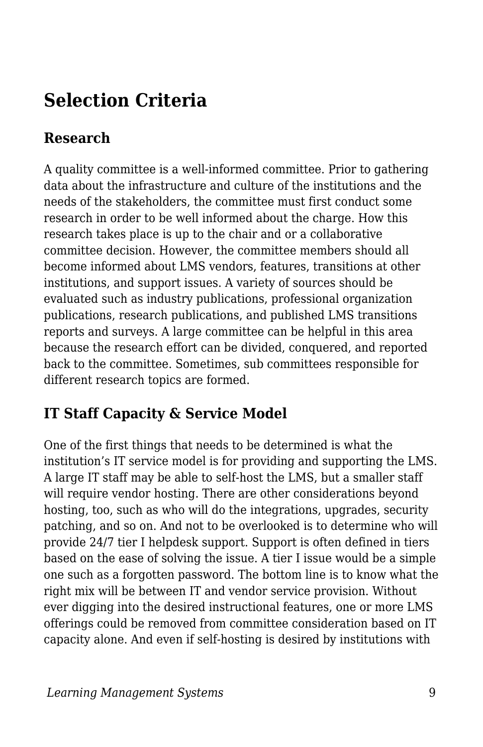## Selection Criteria

### Research

A quality committee is a well-informed committee. Prior to gathering data about the infrastructure and culture of the institutions and the needs of the stakeholders, the committee must first conduct some research in order to be well informed about the charge. How this research takes place is up to the chair and or a collaborative committee decision. However, the committee members should all become informed about LMS vendors, features, transitions at other institutions, and support issues. A variety of sources should be evaluated such as industry publications, professional organization publications, research publications, and published LMS transitions reports and surveys. A large committee can be helpful in this area because the research effort can be divided, conquered, and reported back to the committee. Sometimes, sub committees responsible for different research topics are formed.

### IT Staff Capacity & Service Model

One of the first things that needs to be determined is what the institution's IT service model is for providing and supporting the LMS. A large IT staff may be able to self-host the LMS, but a smaller staff will require vendor hosting. There are other considerations beyond hosting, too, such as who will do the integrations, upgrades, security patching, and so on. And not to be overlooked is to determine who will provide 24/7 tier I helpdesk support. Support is often defined in tiers based on the ease of solving the issue. A tier I issue would be a simple one such as a forgotten password. The bottom line is to know what the right mix will be between IT and vendor service provision. Without ever digging into the desired instructional features, one or more LMS offerings could be removed from committee consideration based on IT capacity alone. And even if self-hosting is desired by institutions with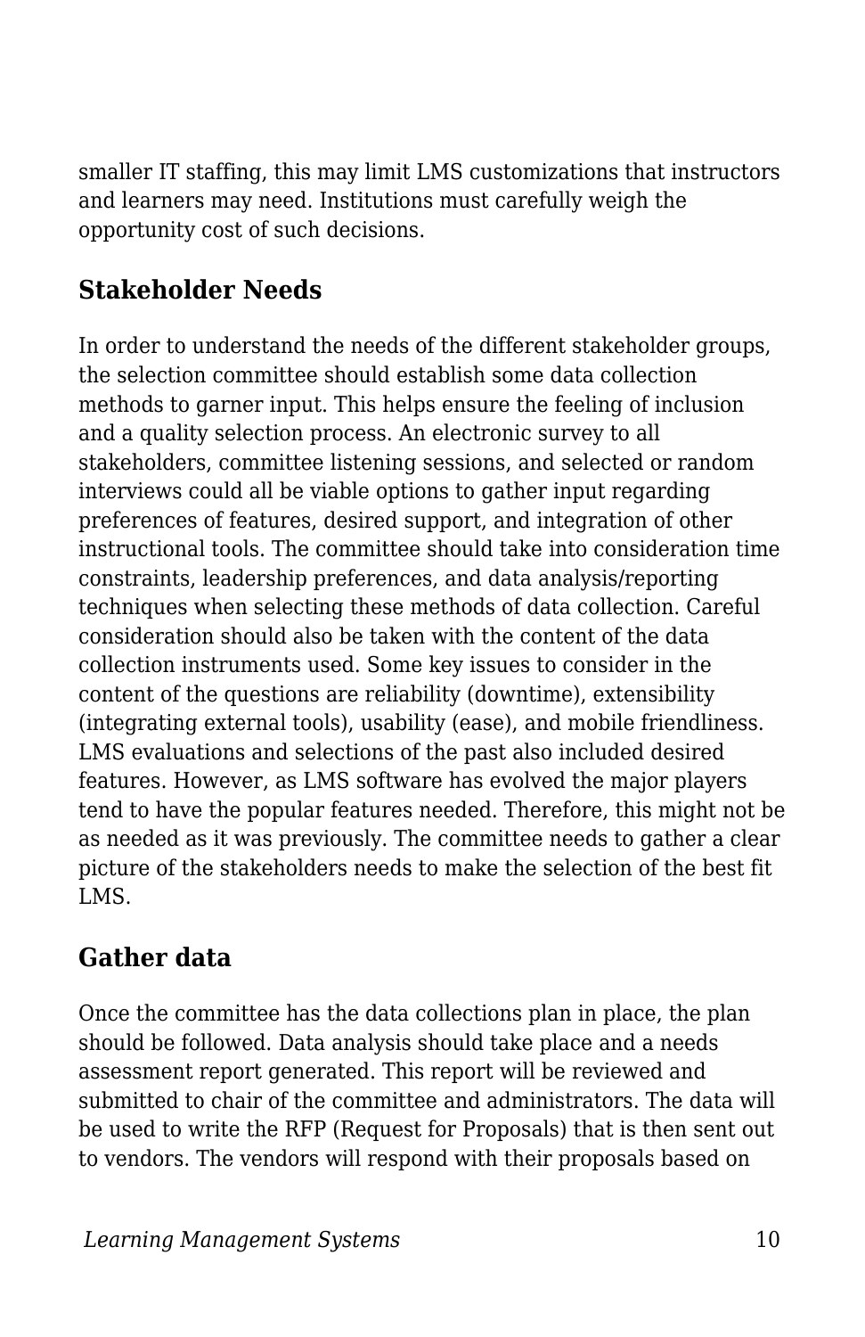smaller IT staffing, this may limit LMS customizations that instructors and learners may need. Institutions must carefully weigh the opportunity cost of such decisions.

## Stakeholder Needs

In order to understand the needs of the different stakeholder groups, the selection committee should establish some data collection methods to garner input. This helps ensure the feeling of inclusion and a quality selection process. An electronic survey to all stakeholders, committee listening sessions, and selected or random interviews could all be viable options to gather input regarding preferences of features, desired support, and integration of other instructional tools. The committee should take into consideration time constraints, leadership preferences, and data analysis/reporting techniques when selecting these methods of data collection. Careful consideration should also be taken with the content of the data collection instruments used. Some key issues to consider in the content of the questions are reliability (downtime), extensibility (integrating external tools), usability (ease), and mobile friendliness. LMS evaluations and selections of the past also included desired features. However, as LMS software has evolved the major players tend to have the popular features needed. Therefore, this might not be as needed as it was previously. The committee needs to gather a clear picture of the stakeholders needs to make the selection of the best fit LMS.

## Gather data

Once the committee has the data collections plan in place, the plan should be followed. Data analysis should take place and a needs assessment report generated. This report will be reviewed and submitted to chair of the committee and administrators. The data will be used to write the RFP (Request for Proposals) that is then sent out to vendors. The vendors will respond with their proposals based on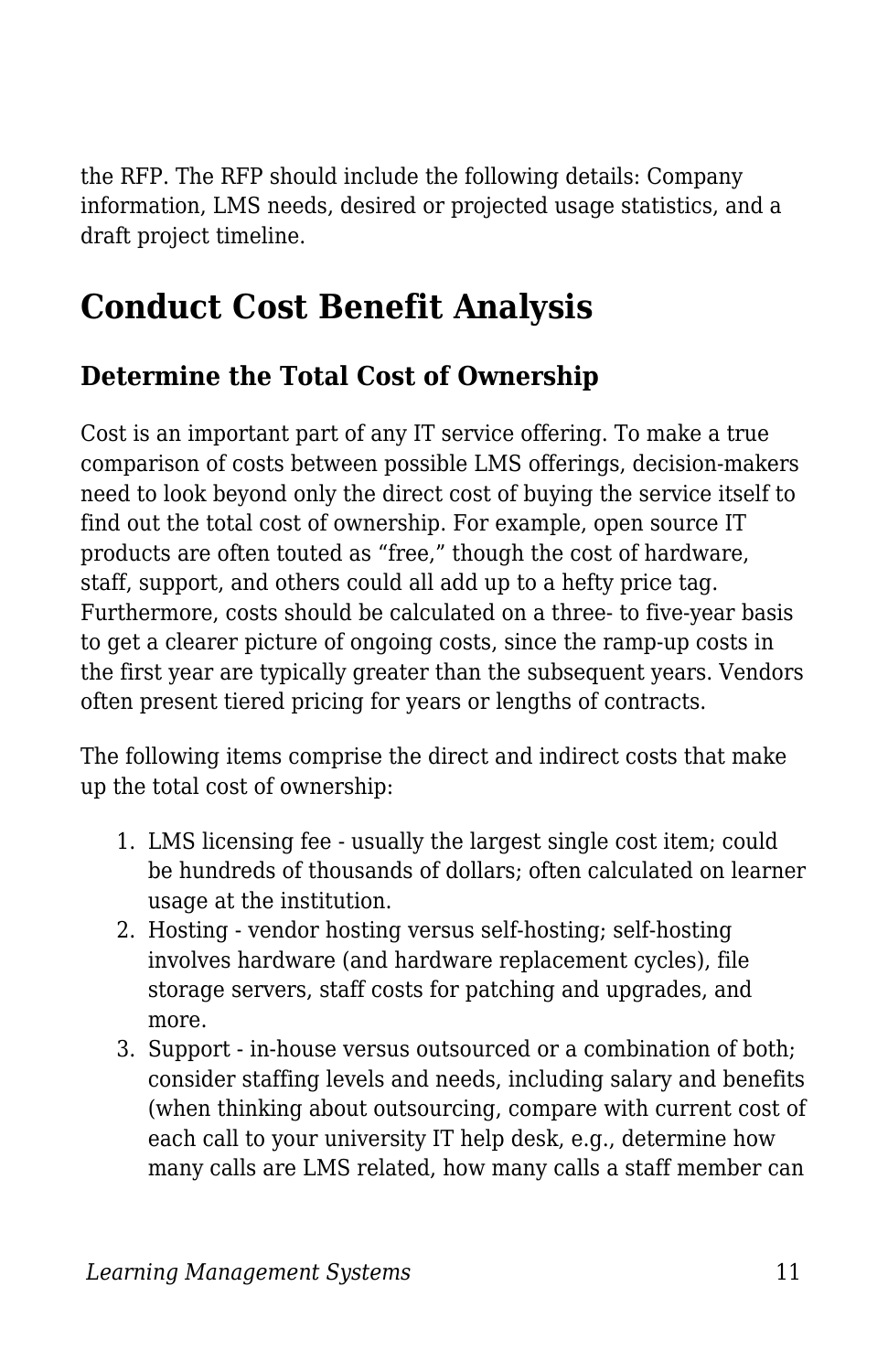the RFP. The RFP should include the following details: Company information, LMS needs, desired or projected usage statistics, and a draft project timeline.

## Conduct Cost Benefit Analysis

### Determine the Total Cost of Ownership

Cost is an important part of any IT service offering. To make a true comparison of costs between possible LMS offerings, decision-makers need to look beyond only the direct cost of buying the service itself to find out the total cost of ownership. For example, open source IT products are often touted as "free," though the cost of hardware, staff, support, and others could all add up to a hefty price tag. Furthermore, costs should be calculated on a three- to five-year basis to get a clearer picture of ongoing costs, since the ramp-up costs in the first year are typically greater than the subsequent years. Vendors often present tiered pricing for years or lengths of contracts.

The following items comprise the direct and indirect costs that make up the total cost of ownership:

1. LMS licensing fee - usually the largest single cost item; could be hundreds of thousands of dollars; often calculated on learner usage at the institution.
2. Hosting - vendor hosting versus self-hosting; self-hosting involves hardware (and hardware replacement cycles), file storage servers, staff costs for patching and upgrades, and more.
3. Support - in-house versus outsourced or a combination of both; consider staffing levels and needs, including salary and benefits (when thinking about outsourcing, compare with current cost of each call to your university IT help desk, e.g., determine how many calls are LMS related, how many calls a staff member can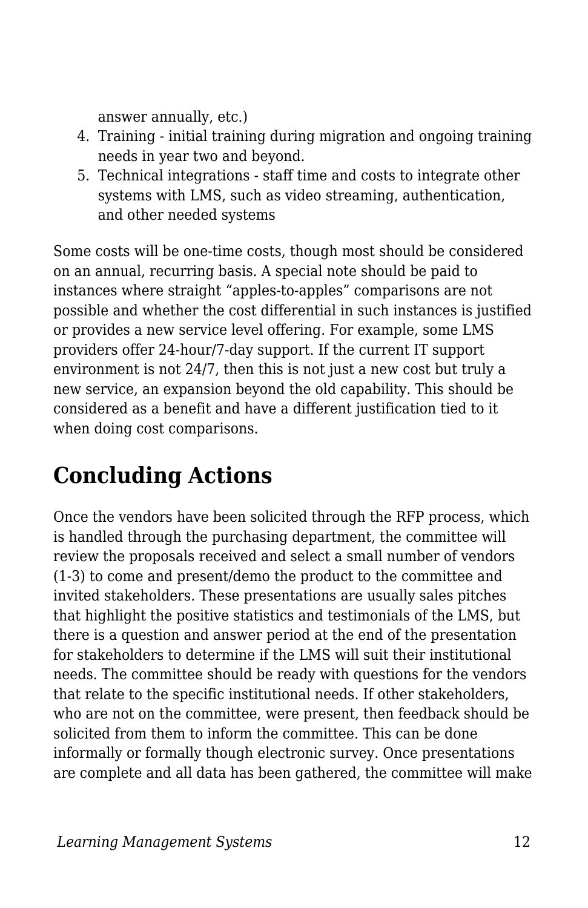answer annually, etc.)

4. Training - initial training during migration and ongoing training needs in year two and beyond.
5. Technical integrations - staff time and costs to integrate other systems with LMS, such as video streaming, authentication, and other needed systems

Some costs will be one-time costs, though most should be considered on an annual, recurring basis. A special note should be paid to instances where straight “apples-to-apples” comparisons are not possible and whether the cost differential in such instances is justified or provides a new service level offering. For example, some LMS providers offer 24-hour/7-day support. If the current IT support environment is not 24/7, then this is not just a new cost but truly a new service, an expansion beyond the old capability. This should be considered as a benefit and have a different justification tied to it when doing cost comparisons.

## Concluding Actions

Once the vendors have been solicited through the RFP process, which is handled through the purchasing department, the committee will review the proposals received and select a small number of vendors (1-3) to come and present/demo the product to the committee and invited stakeholders. These presentations are usually sales pitches that highlight the positive statistics and testimonials of the LMS, but there is a question and answer period at the end of the presentation for stakeholders to determine if the LMS will suit their institutional needs. The committee should be ready with questions for the vendors that relate to the specific institutional needs. If other stakeholders, who are not on the committee, were present, then feedback should be solicited from them to inform the committee. This can be done informally or formally though electronic survey. Once presentations are complete and all data has been gathered, the committee will make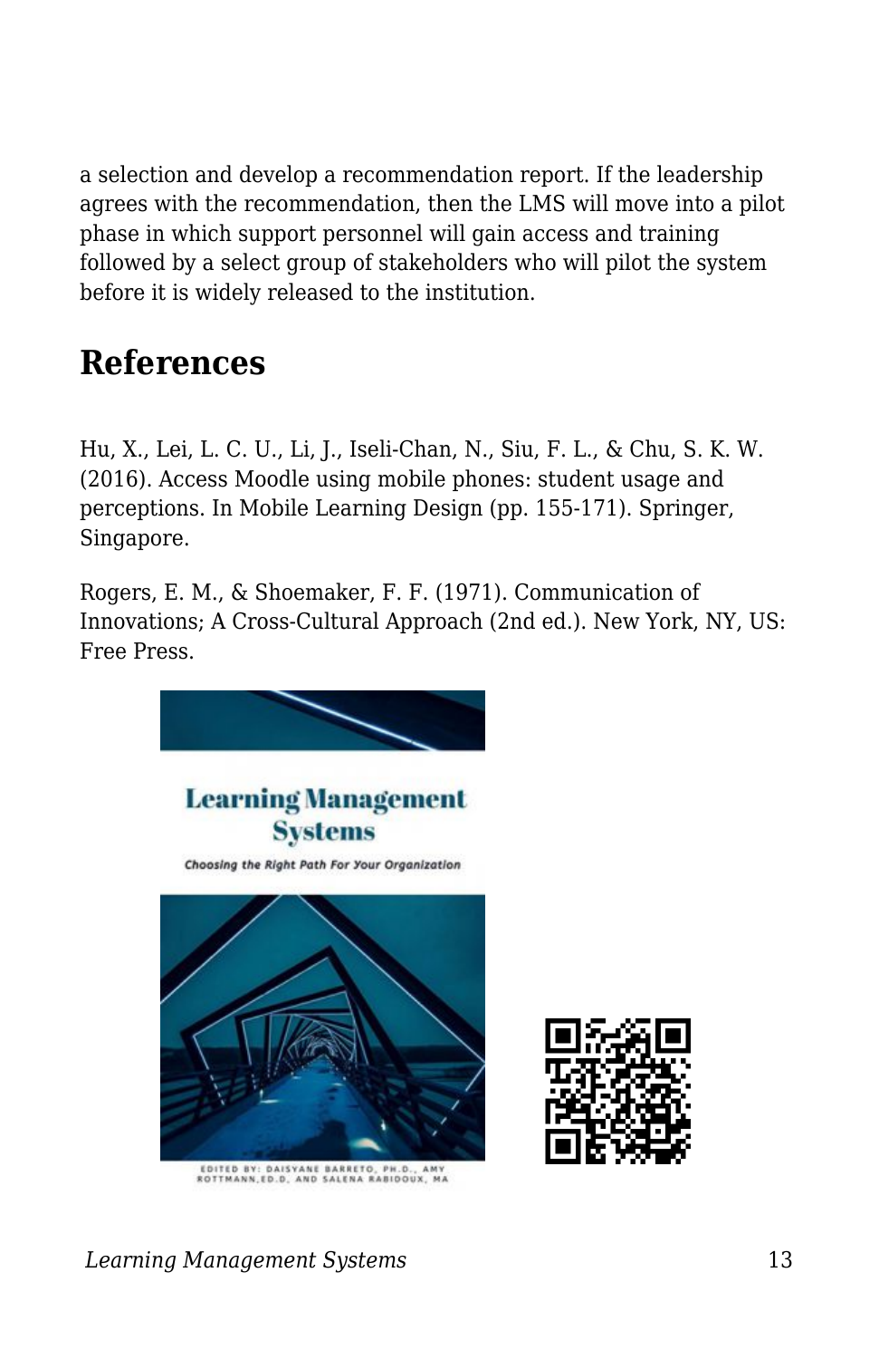a selection and develop a recommendation report. If the leadership agrees with the recommendation, then the LMS will move into a pilot phase in which support personnel will gain access and training followed by a select group of stakeholders who will pilot the system before it is widely released to the institution.

## References

Hu, X., Lei, L. C. U., Li, J., Iseli-Chan, N., Siu, F. L., & Chu, S. K. W. (2016). Access Moodle using mobile phones: student usage and perceptions. In Mobile Learning Design (pp. 155-171). Springer, Singapore.

Rogers, E. M., & Shoemaker, F. F. (1971). Communication of Innovations; A Cross-Cultural Approach (2nd ed.). New York, NY, US: Free Press.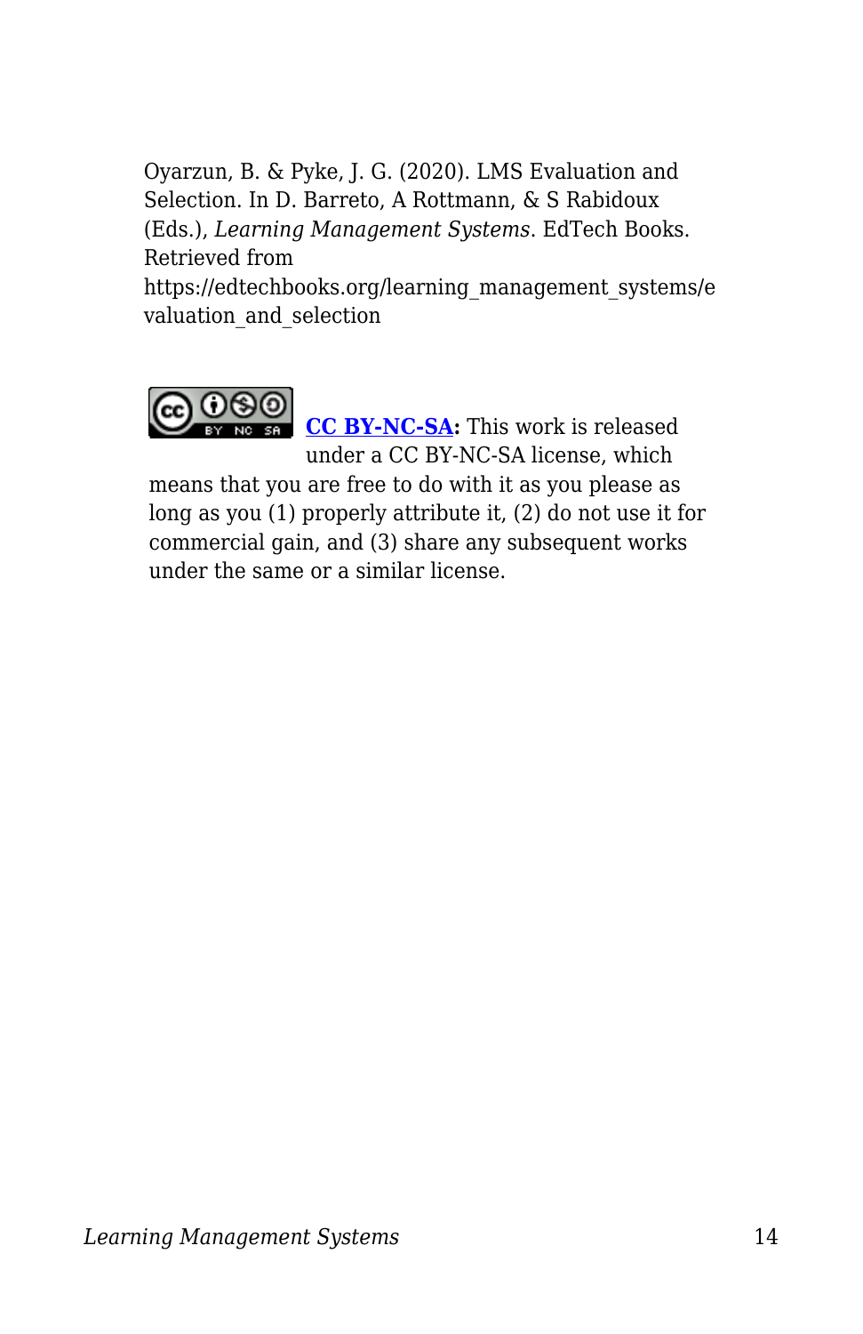Oyarzun, B. & Pyke, J. G. (2020). LMS Evaluation and Selection. In D. Barreto, A Rottmann, & S Rabidoux (Eds.), *Learning Management Systems*. EdTech Books. Retrieved from https://edtechbooks.org/learning_management_systems/evaluation_and_selection

**CC BY-NC-SA:** This work is released under a CC BY-NC-SA license, which means that you are free to do with it as you please as long as you (1) properly attribute it, (2) do not use it for commercial gain, and (3) share any subsequent works under the same or a similar license.